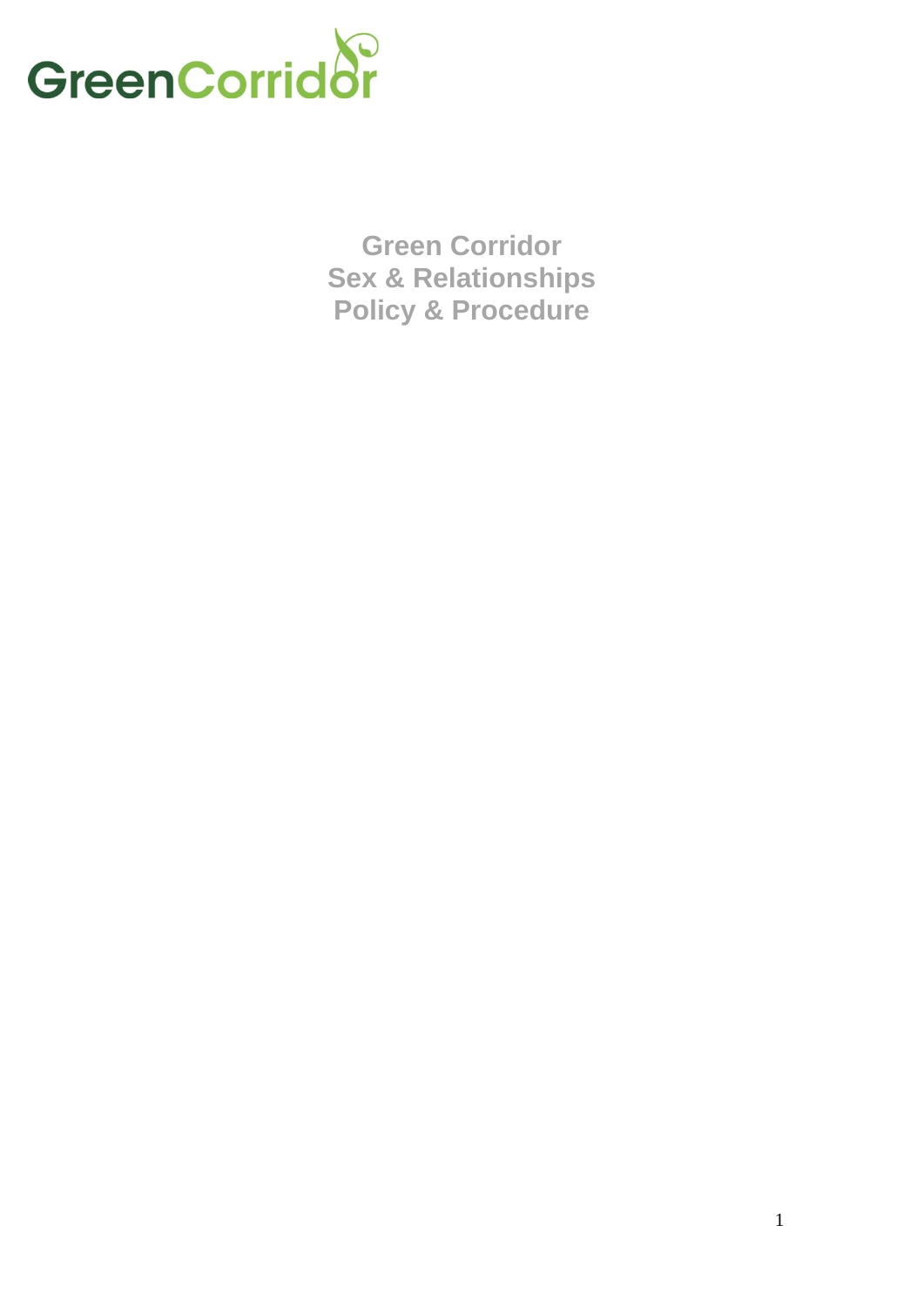GreenCorridor

# Green Corridor
# Sex & Relationships
# Policy & Procedure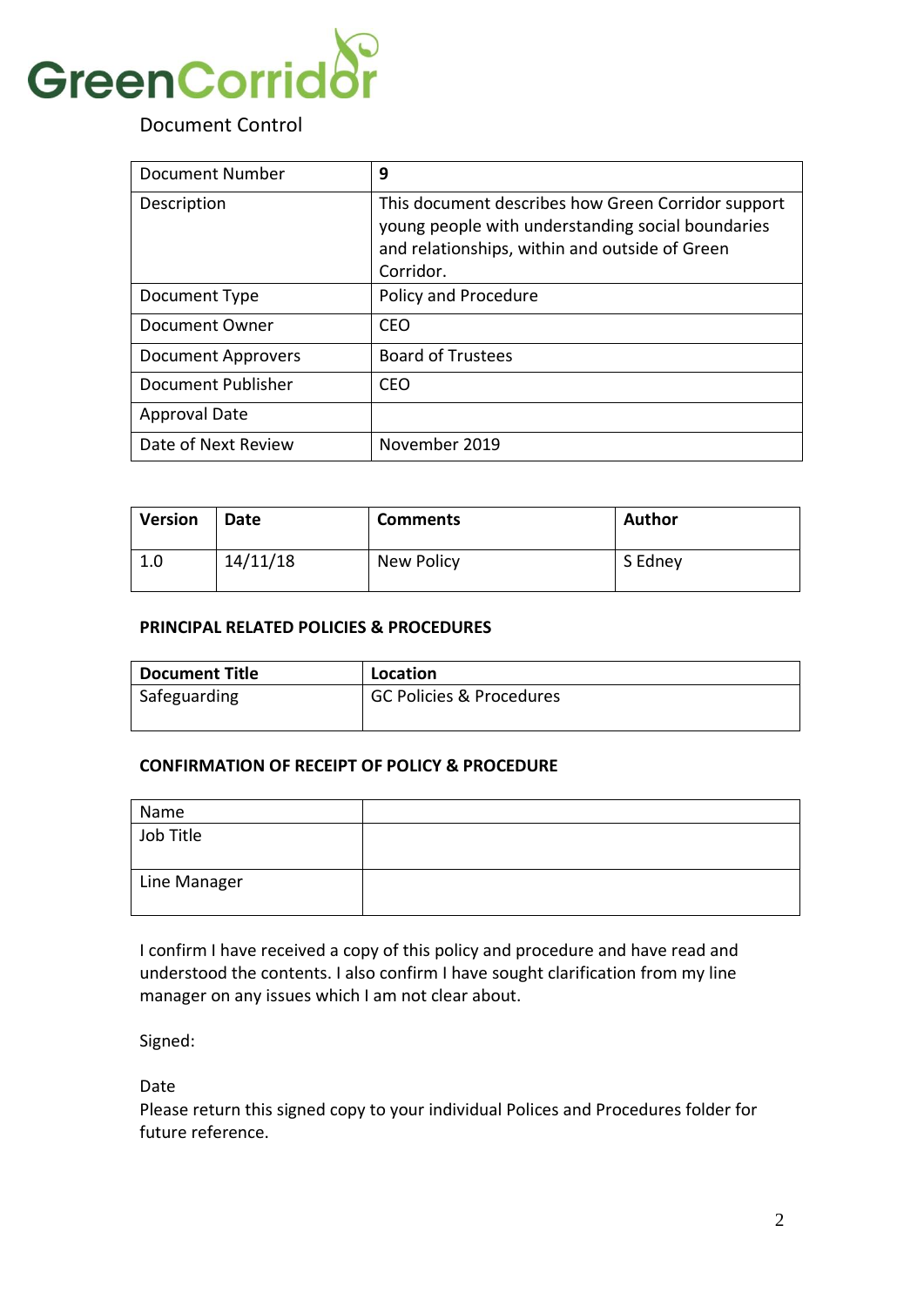GreenCorridor

Document Control

| Document Number | **9** |
|---|---|
| Description | This document describes how Green Corridor support young people with understanding social boundaries and relationships, within and outside of Green Corridor. |
| Document Type | Policy and Procedure |
| Document Owner | CEO |
| Document Approvers | Board of Trustees |
| Document Publisher | CEO |
| Approval Date | |
| Date of Next Review | November 2019 |

| **Version** | **Date** | **Comments** | **Author** |
|---|---|---|---|
| 1.0 | 14/11/18 | New Policy | S Edney |

**PRINCIPAL RELATED POLICIES & PROCEDURES**

| **Document Title** | **Location** |
|---|---|
| Safeguarding | GC Policies & Procedures |

**CONFIRMATION OF RECEIPT OF POLICY & PROCEDURE**

| Name | |
|---|---|
| Job Title | |
| Line Manager | |

I confirm I have received a copy of this policy and procedure and have read and understood the contents. I also confirm I have sought clarification from my line manager on any issues which I am not clear about.

Signed:

Date

Please return this signed copy to your individual Polices and Procedures folder for future reference.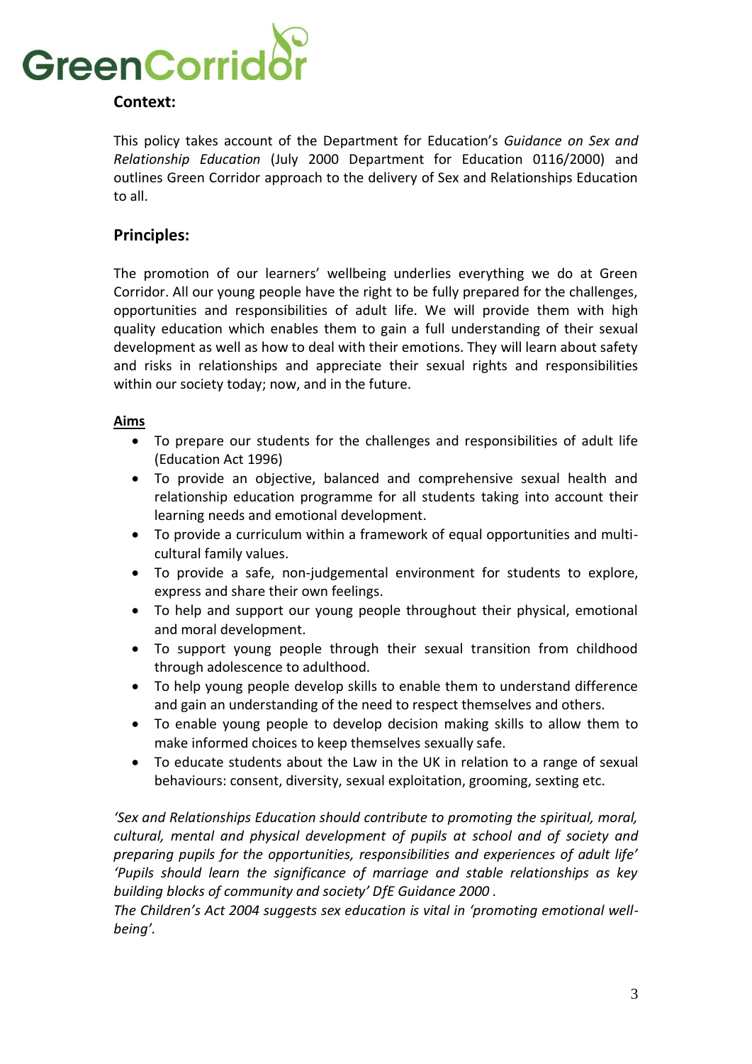**Context:**

This policy takes account of the Department for Education's *Guidance on Sex and Relationship Education* (July 2000 Department for Education 0116/2000) and outlines Green Corridor approach to the delivery of Sex and Relationships Education to all.

## Principles:

The promotion of our learners' wellbeing underlies everything we do at Green Corridor. All our young people have the right to be fully prepared for the challenges, opportunities and responsibilities of adult life. We will provide them with high quality education which enables them to gain a full understanding of their sexual development as well as how to deal with their emotions. They will learn about safety and risks in relationships and appreciate their sexual rights and responsibilities within our society today; now, and in the future.

**Aims**

- To prepare our students for the challenges and responsibilities of adult life (Education Act 1996)
- To provide an objective, balanced and comprehensive sexual health and relationship education programme for all students taking into account their learning needs and emotional development.
- To provide a curriculum within a framework of equal opportunities and multi-cultural family values.
- To provide a safe, non-judgemental environment for students to explore, express and share their own feelings.
- To help and support our young people throughout their physical, emotional and moral development.
- To support young people through their sexual transition from childhood through adolescence to adulthood.
- To help young people develop skills to enable them to understand difference and gain an understanding of the need to respect themselves and others.
- To enable young people to develop decision making skills to allow them to make informed choices to keep themselves sexually safe.
- To educate students about the Law in the UK in relation to a range of sexual behaviours: consent, diversity, sexual exploitation, grooming, sexting etc.

*'Sex and Relationships Education should contribute to promoting the spiritual, moral, cultural, mental and physical development of pupils at school and of society and preparing pupils for the opportunities, responsibilities and experiences of adult life' 'Pupils should learn the significance of marriage and stable relationships as key building blocks of community and society' DfE Guidance 2000 .*

*The Children's Act 2004 suggests sex education is vital in 'promoting emotional well-being'.*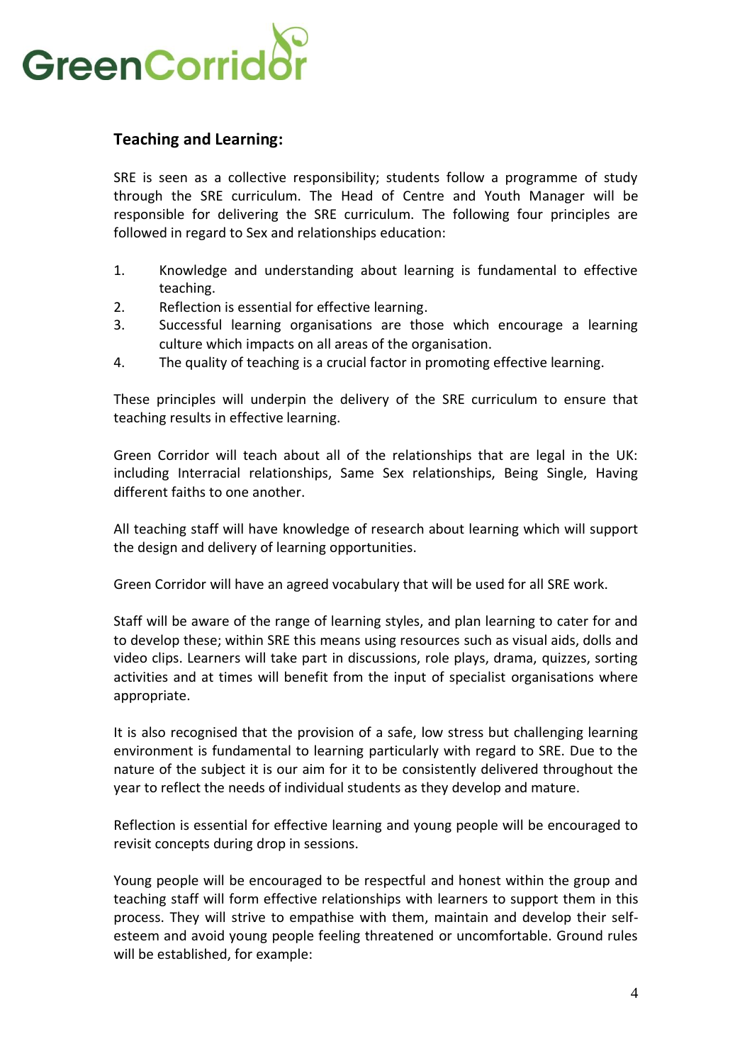## Teaching and Learning:

SRE is seen as a collective responsibility; students follow a programme of study through the SRE curriculum. The Head of Centre and Youth Manager will be responsible for delivering the SRE curriculum. The following four principles are followed in regard to Sex and relationships education:

1. Knowledge and understanding about learning is fundamental to effective teaching.
2. Reflection is essential for effective learning.
3. Successful learning organisations are those which encourage a learning culture which impacts on all areas of the organisation.
4. The quality of teaching is a crucial factor in promoting effective learning.

These principles will underpin the delivery of the SRE curriculum to ensure that teaching results in effective learning.

Green Corridor will teach about all of the relationships that are legal in the UK: including Interracial relationships, Same Sex relationships, Being Single, Having different faiths to one another.

All teaching staff will have knowledge of research about learning which will support the design and delivery of learning opportunities.

Green Corridor will have an agreed vocabulary that will be used for all SRE work.

Staff will be aware of the range of learning styles, and plan learning to cater for and to develop these; within SRE this means using resources such as visual aids, dolls and video clips. Learners will take part in discussions, role plays, drama, quizzes, sorting activities and at times will benefit from the input of specialist organisations where appropriate.

It is also recognised that the provision of a safe, low stress but challenging learning environment is fundamental to learning particularly with regard to SRE. Due to the nature of the subject it is our aim for it to be consistently delivered throughout the year to reflect the needs of individual students as they develop and mature.

Reflection is essential for effective learning and young people will be encouraged to revisit concepts during drop in sessions.

Young people will be encouraged to be respectful and honest within the group and teaching staff will form effective relationships with learners to support them in this process. They will strive to empathise with them, maintain and develop their self-esteem and avoid young people feeling threatened or uncomfortable. Ground rules will be established, for example: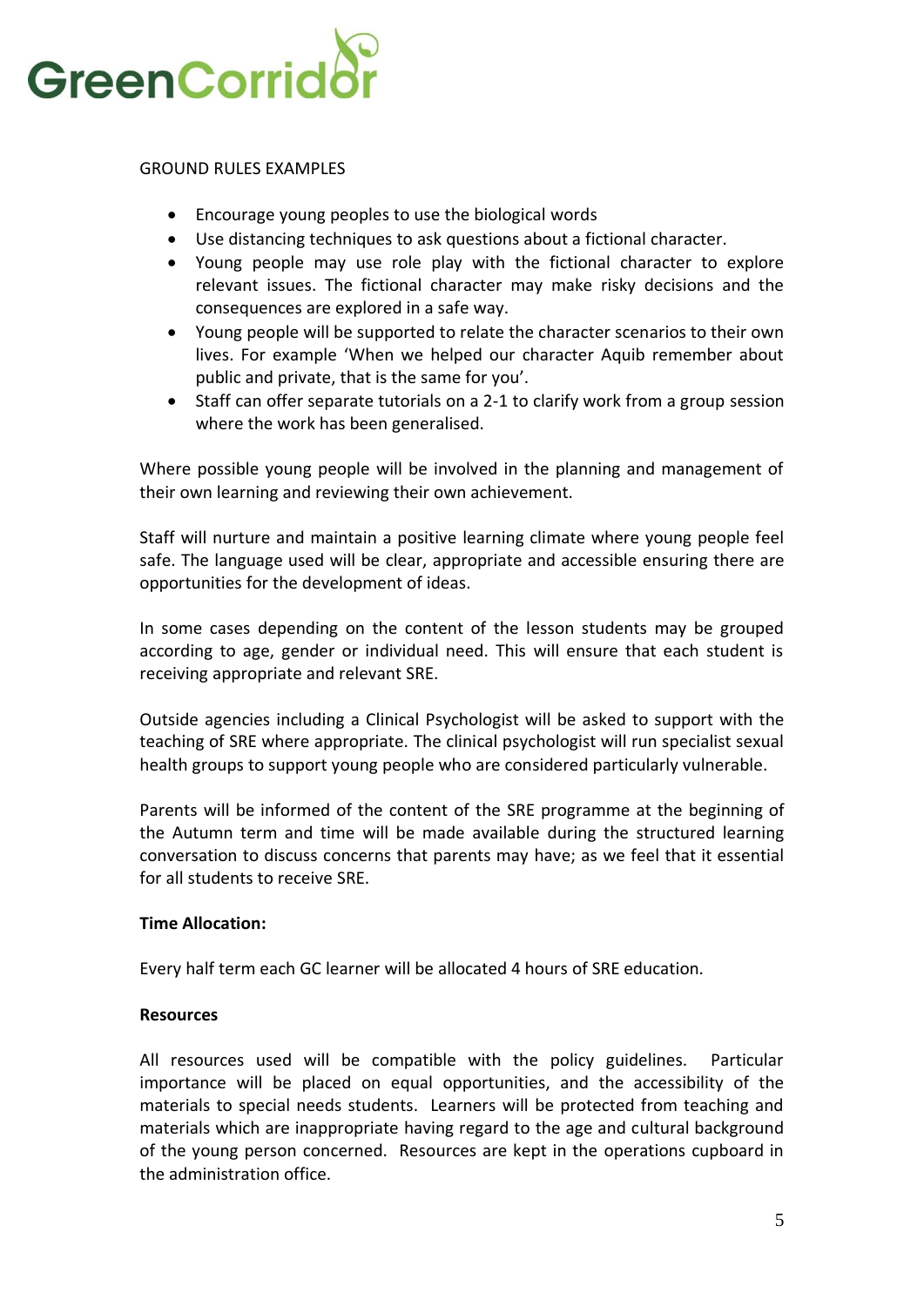GROUND RULES EXAMPLES

- Encourage young peoples to use the biological words
- Use distancing techniques to ask questions about a fictional character.
- Young people may use role play with the fictional character to explore relevant issues. The fictional character may make risky decisions and the consequences are explored in a safe way.
- Young people will be supported to relate the character scenarios to their own lives. For example 'When we helped our character Aquib remember about public and private, that is the same for you'.
- Staff can offer separate tutorials on a 2-1 to clarify work from a group session where the work has been generalised.

Where possible young people will be involved in the planning and management of their own learning and reviewing their own achievement.

Staff will nurture and maintain a positive learning climate where young people feel safe. The language used will be clear, appropriate and accessible ensuring there are opportunities for the development of ideas.

In some cases depending on the content of the lesson students may be grouped according to age, gender or individual need. This will ensure that each student is receiving appropriate and relevant SRE.

Outside agencies including a Clinical Psychologist will be asked to support with the teaching of SRE where appropriate. The clinical psychologist will run specialist sexual health groups to support young people who are considered particularly vulnerable.

Parents will be informed of the content of the SRE programme at the beginning of the Autumn term and time will be made available during the structured learning conversation to discuss concerns that parents may have; as we feel that it essential for all students to receive SRE.

**Time Allocation:**

Every half term each GC learner will be allocated 4 hours of SRE education.

**Resources**

All resources used will be compatible with the policy guidelines. Particular importance will be placed on equal opportunities, and the accessibility of the materials to special needs students. Learners will be protected from teaching and materials which are inappropriate having regard to the age and cultural background of the young person concerned. Resources are kept in the operations cupboard in the administration office.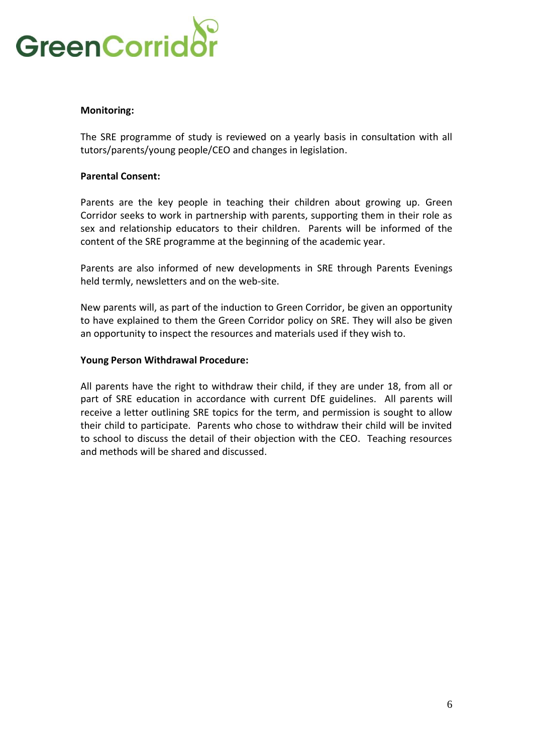**Monitoring:**

The SRE programme of study is reviewed on a yearly basis in consultation with all tutors/parents/young people/CEO and changes in legislation.

**Parental Consent:**

Parents are the key people in teaching their children about growing up. Green Corridor seeks to work in partnership with parents, supporting them in their role as sex and relationship educators to their children. Parents will be informed of the content of the SRE programme at the beginning of the academic year.

Parents are also informed of new developments in SRE through Parents Evenings held termly, newsletters and on the web-site.

New parents will, as part of the induction to Green Corridor, be given an opportunity to have explained to them the Green Corridor policy on SRE. They will also be given an opportunity to inspect the resources and materials used if they wish to.

**Young Person Withdrawal Procedure:**

All parents have the right to withdraw their child, if they are under 18, from all or part of SRE education in accordance with current DfE guidelines. All parents will receive a letter outlining SRE topics for the term, and permission is sought to allow their child to participate. Parents who chose to withdraw their child will be invited to school to discuss the detail of their objection with the CEO. Teaching resources and methods will be shared and discussed.